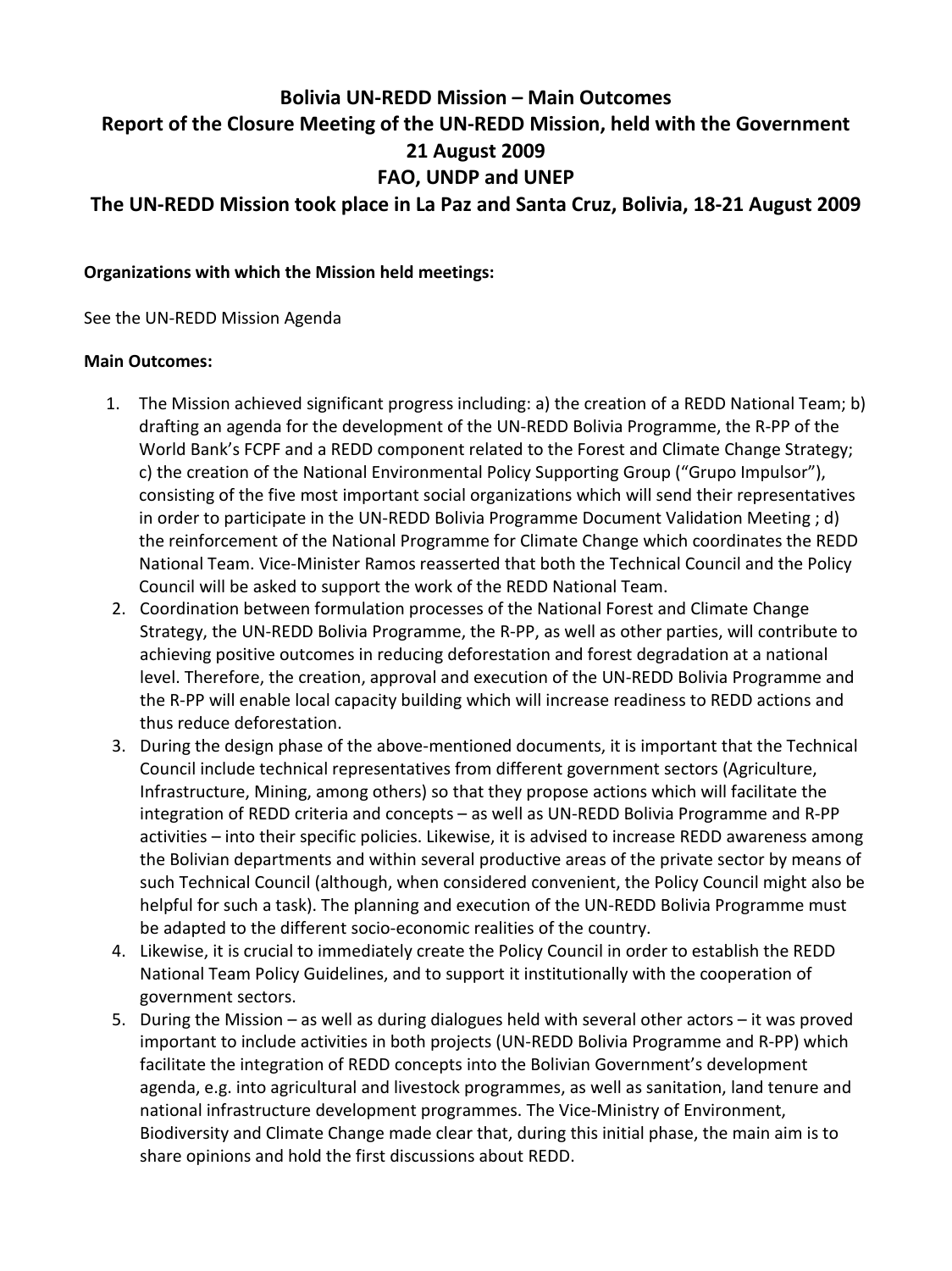# Bolivia UN-REDD Mission – Main Outcomes
## Report of the Closure Meeting of the UN-REDD Mission, held with the Government
## 21 August 2009
## FAO, UNDP and UNEP
## The UN-REDD Mission took place in La Paz and Santa Cruz, Bolivia, 18-21 August 2009

**Organizations with which the Mission held meetings:**

See the UN-REDD Mission Agenda

**Main Outcomes:**

1. The Mission achieved significant progress including: a) the creation of a REDD National Team; b) drafting an agenda for the development of the UN-REDD Bolivia Programme, the R-PP of the World Bank's FCPF and a REDD component related to the Forest and Climate Change Strategy; c) the creation of the National Environmental Policy Supporting Group ("Grupo Impulsor"), consisting of the five most important social organizations which will send their representatives in order to participate in the UN-REDD Bolivia Programme Document Validation Meeting ; d) the reinforcement of the National Programme for Climate Change which coordinates the REDD National Team. Vice-Minister Ramos reasserted that both the Technical Council and the Policy Council will be asked to support the work of the REDD National Team.
2. Coordination between formulation processes of the National Forest and Climate Change Strategy, the UN-REDD Bolivia Programme, the R-PP, as well as other parties, will contribute to achieving positive outcomes in reducing deforestation and forest degradation at a national level. Therefore, the creation, approval and execution of the UN-REDD Bolivia Programme and the R-PP will enable local capacity building which will increase readiness to REDD actions and thus reduce deforestation.
3. During the design phase of the above-mentioned documents, it is important that the Technical Council include technical representatives from different government sectors (Agriculture, Infrastructure, Mining, among others) so that they propose actions which will facilitate the integration of REDD criteria and concepts – as well as UN-REDD Bolivia Programme and R-PP activities – into their specific policies. Likewise, it is advised to increase REDD awareness among the Bolivian departments and within several productive areas of the private sector by means of such Technical Council (although, when considered convenient, the Policy Council might also be helpful for such a task). The planning and execution of the UN-REDD Bolivia Programme must be adapted to the different socio-economic realities of the country.
4. Likewise, it is crucial to immediately create the Policy Council in order to establish the REDD National Team Policy Guidelines, and to support it institutionally with the cooperation of government sectors.
5. During the Mission – as well as during dialogues held with several other actors – it was proved important to include activities in both projects (UN-REDD Bolivia Programme and R-PP) which facilitate the integration of REDD concepts into the Bolivian Government's development agenda, e.g. into agricultural and livestock programmes, as well as sanitation, land tenure and national infrastructure development programmes. The Vice-Ministry of Environment, Biodiversity and Climate Change made clear that, during this initial phase, the main aim is to share opinions and hold the first discussions about REDD.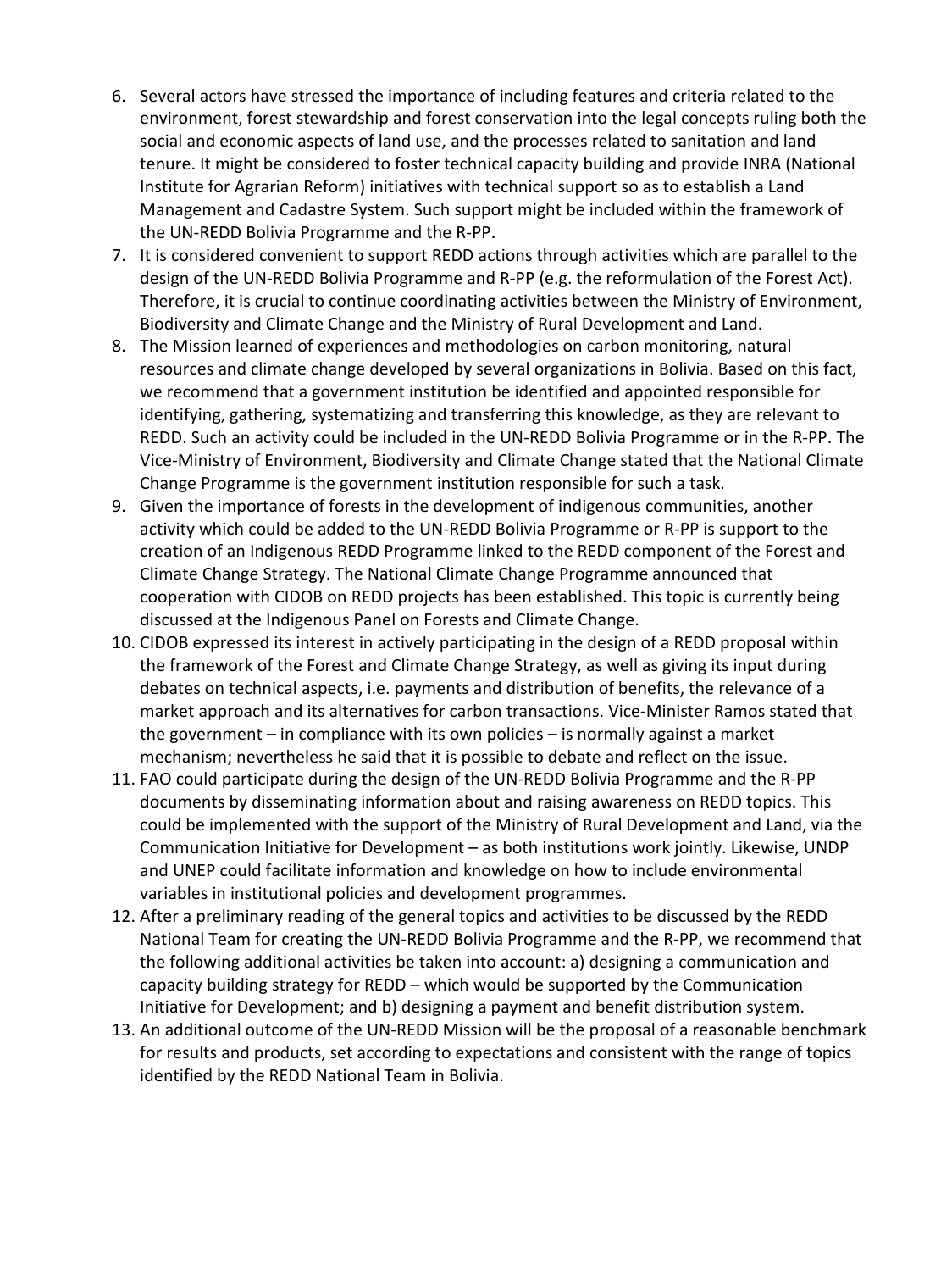6. Several actors have stressed the importance of including features and criteria related to the environment, forest stewardship and forest conservation into the legal concepts ruling both the social and economic aspects of land use, and the processes related to sanitation and land tenure. It might be considered to foster technical capacity building and provide INRA (National Institute for Agrarian Reform) initiatives with technical support so as to establish a Land Management and Cadastre System. Such support might be included within the framework of the UN-REDD Bolivia Programme and the R-PP.
7. It is considered convenient to support REDD actions through activities which are parallel to the design of the UN-REDD Bolivia Programme and R-PP (e.g. the reformulation of the Forest Act). Therefore, it is crucial to continue coordinating activities between the Ministry of Environment, Biodiversity and Climate Change and the Ministry of Rural Development and Land.
8. The Mission learned of experiences and methodologies on carbon monitoring, natural resources and climate change developed by several organizations in Bolivia. Based on this fact, we recommend that a government institution be identified and appointed responsible for identifying, gathering, systematizing and transferring this knowledge, as they are relevant to REDD. Such an activity could be included in the UN-REDD Bolivia Programme or in the R-PP. The Vice-Ministry of Environment, Biodiversity and Climate Change stated that the National Climate Change Programme is the government institution responsible for such a task.
9. Given the importance of forests in the development of indigenous communities, another activity which could be added to the UN-REDD Bolivia Programme or R-PP is support to the creation of an Indigenous REDD Programme linked to the REDD component of the Forest and Climate Change Strategy. The National Climate Change Programme announced that cooperation with CIDOB on REDD projects has been established. This topic is currently being discussed at the Indigenous Panel on Forests and Climate Change.
10. CIDOB expressed its interest in actively participating in the design of a REDD proposal within the framework of the Forest and Climate Change Strategy, as well as giving its input during debates on technical aspects, i.e. payments and distribution of benefits, the relevance of a market approach and its alternatives for carbon transactions. Vice-Minister Ramos stated that the government – in compliance with its own policies – is normally against a market mechanism; nevertheless he said that it is possible to debate and reflect on the issue.
11. FAO could participate during the design of the UN-REDD Bolivia Programme and the R-PP documents by disseminating information about and raising awareness on REDD topics. This could be implemented with the support of the Ministry of Rural Development and Land, via the Communication Initiative for Development – as both institutions work jointly. Likewise, UNDP and UNEP could facilitate information and knowledge on how to include environmental variables in institutional policies and development programmes.
12. After a preliminary reading of the general topics and activities to be discussed by the REDD National Team for creating the UN-REDD Bolivia Programme and the R-PP, we recommend that the following additional activities be taken into account: a) designing a communication and capacity building strategy for REDD – which would be supported by the Communication Initiative for Development; and b) designing a payment and benefit distribution system.
13. An additional outcome of the UN-REDD Mission will be the proposal of a reasonable benchmark for results and products, set according to expectations and consistent with the range of topics identified by the REDD National Team in Bolivia.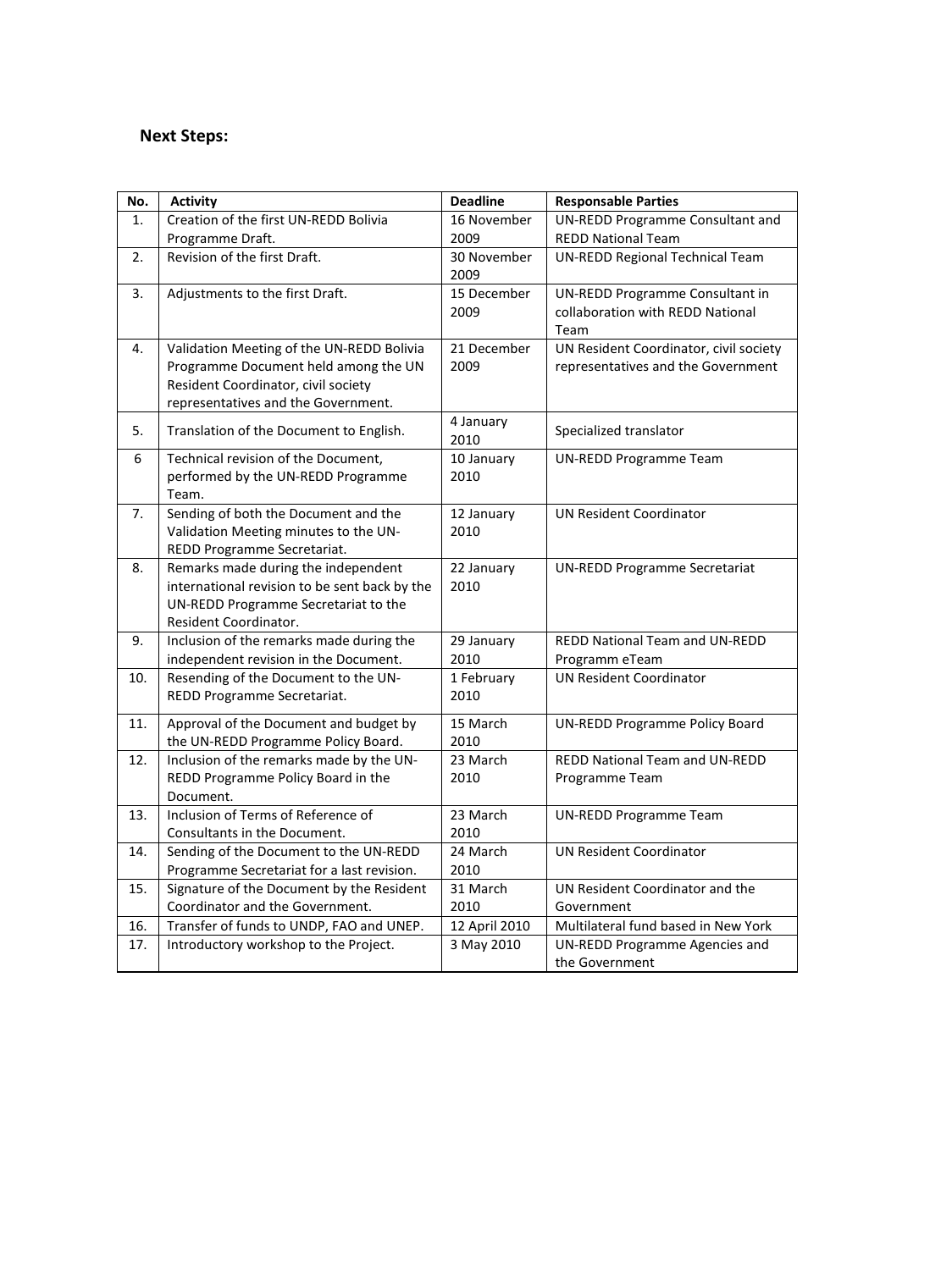**Next Steps:**

| No. | Activity | Deadline | Responsable Parties |
|---|---|---|---|
| 1. | Creation of the first UN-REDD Bolivia Programme Draft. | 16 November 2009 | UN-REDD Programme Consultant and REDD National Team |
| 2. | Revision of the first Draft. | 30 November 2009 | UN-REDD Regional Technical Team |
| 3. | Adjustments to the first Draft. | 15 December 2009 | UN-REDD Programme Consultant in collaboration with REDD National Team |
| 4. | Validation Meeting of the UN-REDD Bolivia Programme Document held among the UN Resident Coordinator, civil society representatives and the Government. | 21 December 2009 | UN Resident Coordinator, civil society representatives and the Government |
| 5. | Translation of the Document to English. | 4 January 2010 | Specialized translator |
| 6 | Technical revision of the Document, performed by the UN-REDD Programme Team. | 10 January 2010 | UN-REDD Programme Team |
| 7. | Sending of both the Document and the Validation Meeting minutes to the UN-REDD Programme Secretariat. | 12 January 2010 | UN Resident Coordinator |
| 8. | Remarks made during the independent international revision to be sent back by the UN-REDD Programme Secretariat to the Resident Coordinator. | 22 January 2010 | UN-REDD Programme Secretariat |
| 9. | Inclusion of the remarks made during the independent revision in the Document. | 29 January 2010 | REDD National Team and UN-REDD Programm eTeam |
| 10. | Resending of the Document to the UN-REDD Programme Secretariat. | 1 February 2010 | UN Resident Coordinator |
| 11. | Approval of the Document and budget by the UN-REDD Programme Policy Board. | 15 March 2010 | UN-REDD Programme Policy Board |
| 12. | Inclusion of the remarks made by the UN-REDD Programme Policy Board in the Document. | 23 March 2010 | REDD National Team and UN-REDD Programme Team |
| 13. | Inclusion of Terms of Reference of Consultants in the Document. | 23 March 2010 | UN-REDD Programme Team |
| 14. | Sending of the Document to the UN-REDD Programme Secretariat for a last revision. | 24 March 2010 | UN Resident Coordinator |
| 15. | Signature of the Document by the Resident Coordinator and the Government. | 31 March 2010 | UN Resident Coordinator and the Government |
| 16. | Transfer of funds to UNDP, FAO and UNEP. | 12 April 2010 | Multilateral fund based in New York |
| 17. | Introductory workshop to the Project. | 3 May 2010 | UN-REDD Programme Agencies and the Government |